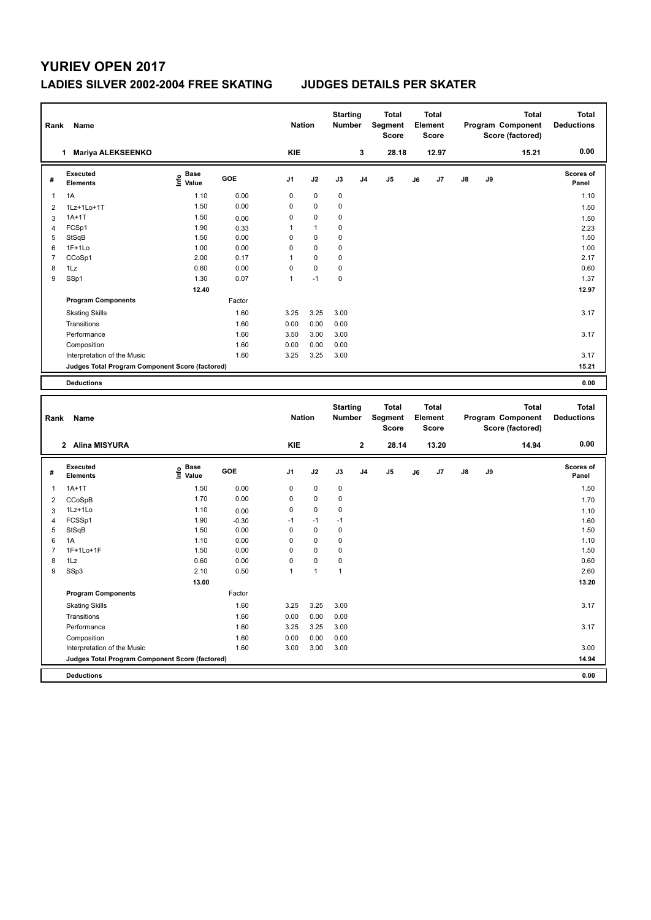# YURIEV OPEN 2017

## LADIES SILVER 2002-2004 FREE SKATING JUDGES DETAILS PER SKATER

| Rank | Name | Nation | Starting Number | Total Segment Score | Total Element Score | Total Program Component Score (factored) | Total Deductions |
|---|---|---|---|---|---|---|---|
| 1 | Mariya ALEKSEENKO | KIE | 3 | 28.18 | 12.97 | 15.21 | 0.00 |

| # | Executed Elements | Info | Base Value | GOE | J1 | J2 | J3 | J4 | J5 | J6 | J7 | J8 | J9 | Scores of Panel |
|---|---|---|---|---|---|---|---|---|---|---|---|---|---|---|
| 1 | 1A | | 1.10 | 0.00 | 0 | 0 | 0 | | | | | | | 1.10 |
| 2 | 1Lz+1Lo+1T | | 1.50 | 0.00 | 0 | 0 | 0 | | | | | | | 1.50 |
| 3 | 1A+1T | | 1.50 | 0.00 | 0 | 0 | 0 | | | | | | | 1.50 |
| 4 | FCSp1 | | 1.90 | 0.33 | 1 | 1 | 0 | | | | | | | 2.23 |
| 5 | StSqB | | 1.50 | 0.00 | 0 | 0 | 0 | | | | | | | 1.50 |
| 6 | 1F+1Lo | | 1.00 | 0.00 | 0 | 0 | 0 | | | | | | | 1.00 |
| 7 | CCoSp1 | | 2.00 | 0.17 | 1 | 0 | 0 | | | | | | | 2.17 |
| 8 | 1Lz | | 0.60 | 0.00 | 0 | 0 | 0 | | | | | | | 0.60 |
| 9 | SSp1 | | 1.30 | 0.07 | 1 | -1 | 0 | | | | | | | 1.37 |
| | | | 12.40 | | | | | | | | | | | 12.97 |
| | **Program Components** | | | Factor | | | | | | | | | | |
| | Skating Skills | | | 1.60 | 3.25 | 3.25 | 3.00 | | | | | | | 3.17 |
| | Transitions | | | 1.60 | 0.00 | 0.00 | 0.00 | | | | | | | |
| | Performance | | | 1.60 | 3.50 | 3.00 | 3.00 | | | | | | | 3.17 |
| | Composition | | | 1.60 | 0.00 | 0.00 | 0.00 | | | | | | | |
| | Interpretation of the Music | | | 1.60 | 3.25 | 3.25 | 3.00 | | | | | | | 3.17 |
| | **Judges Total Program Component Score (factored)** | | | | | | | | | | | | | 15.21 |
| | **Deductions** | | | | | | | | | | | | | 0.00 |

| Rank | Name | Nation | Starting Number | Total Segment Score | Total Element Score | Total Program Component Score (factored) | Total Deductions |
|---|---|---|---|---|---|---|---|
| 2 | Alina MISYURA | KIE | 2 | 28.14 | 13.20 | 14.94 | 0.00 |

| # | Executed Elements | Info | Base Value | GOE | J1 | J2 | J3 | J4 | J5 | J6 | J7 | J8 | J9 | Scores of Panel |
|---|---|---|---|---|---|---|---|---|---|---|---|---|---|---|
| 1 | 1A+1T | | 1.50 | 0.00 | 0 | 0 | 0 | | | | | | | 1.50 |
| 2 | CCoSpB | | 1.70 | 0.00 | 0 | 0 | 0 | | | | | | | 1.70 |
| 3 | 1Lz+1Lo | | 1.10 | 0.00 | 0 | 0 | 0 | | | | | | | 1.10 |
| 4 | FCSSp1 | | 1.90 | -0.30 | -1 | -1 | -1 | | | | | | | 1.60 |
| 5 | StSqB | | 1.50 | 0.00 | 0 | 0 | 0 | | | | | | | 1.50 |
| 6 | 1A | | 1.10 | 0.00 | 0 | 0 | 0 | | | | | | | 1.10 |
| 7 | 1F+1Lo+1F | | 1.50 | 0.00 | 0 | 0 | 0 | | | | | | | 1.50 |
| 8 | 1Lz | | 0.60 | 0.00 | 0 | 0 | 0 | | | | | | | 0.60 |
| 9 | SSp3 | | 2.10 | 0.50 | 1 | 1 | 1 | | | | | | | 2.60 |
| | | | 13.00 | | | | | | | | | | | 13.20 |
| | **Program Components** | | | Factor | | | | | | | | | | |
| | Skating Skills | | | 1.60 | 3.25 | 3.25 | 3.00 | | | | | | | 3.17 |
| | Transitions | | | 1.60 | 0.00 | 0.00 | 0.00 | | | | | | | |
| | Performance | | | 1.60 | 3.25 | 3.25 | 3.00 | | | | | | | 3.17 |
| | Composition | | | 1.60 | 0.00 | 0.00 | 0.00 | | | | | | | |
| | Interpretation of the Music | | | 1.60 | 3.00 | 3.00 | 3.00 | | | | | | | 3.00 |
| | **Judges Total Program Component Score (factored)** | | | | | | | | | | | | | 14.94 |
| | **Deductions** | | | | | | | | | | | | | 0.00 |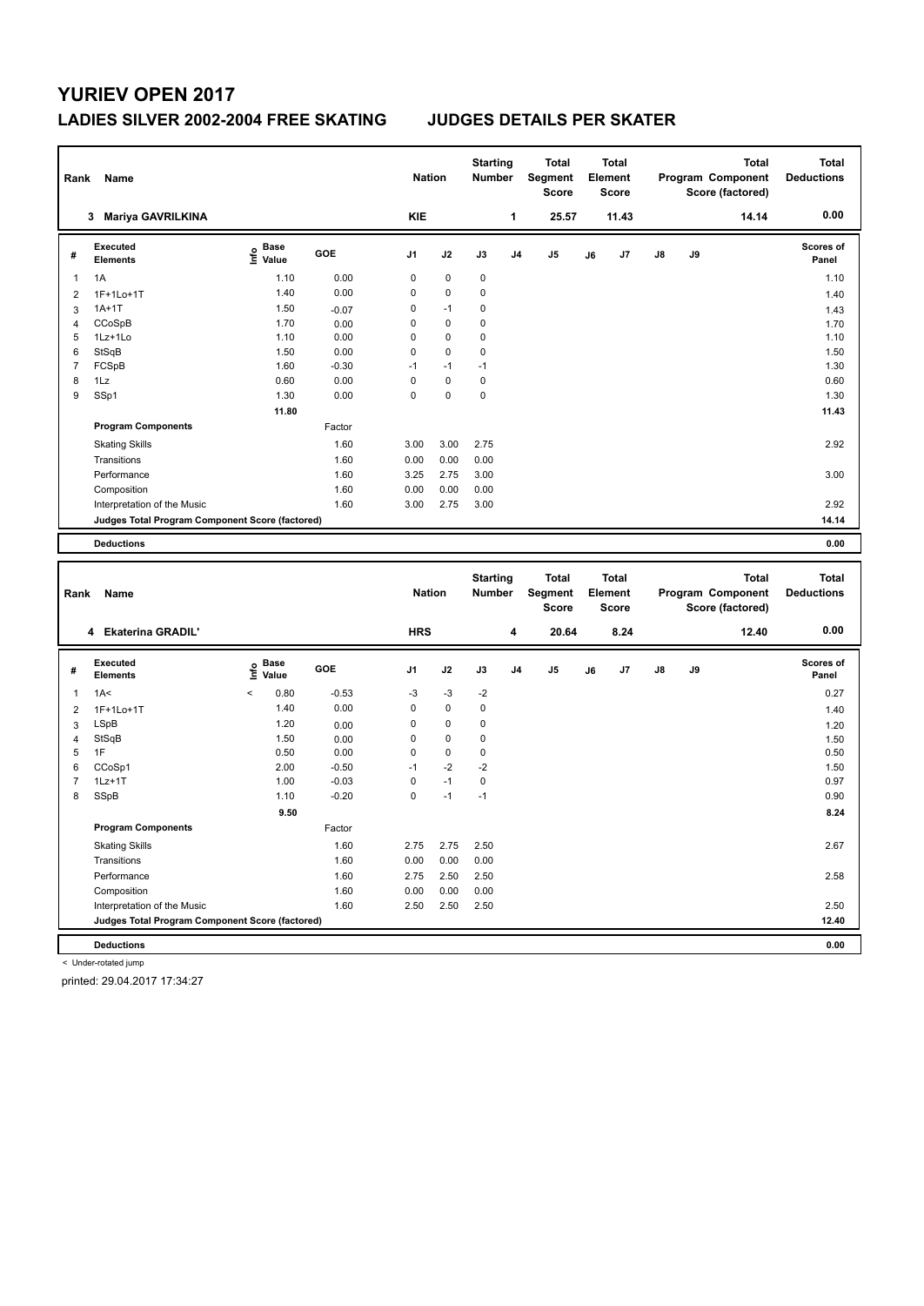# YURIEV OPEN 2017

## LADIES SILVER 2002-2004 FREE SKATING JUDGES DETAILS PER SKATER

| Rank | Name | Nation | Starting Number | Total Segment Score | Total Element Score | Total Program Component Score (factored) | Total Deductions |
|---|---|---|---|---|---|---|---|
| 3 | Mariya GAVRILKINA | KIE | 1 | 25.57 | 11.43 | 14.14 | 0.00 |

| # | Executed Elements | Info | Base Value | GOE | J1 | J2 | J3 | J4 | J5 | J6 | J7 | J8 | J9 | Scores of Panel |
|---|---|---|---|---|---|---|---|---|---|---|---|---|---|---|
| 1 | 1A | | 1.10 | 0.00 | 0 | 0 | 0 | | | | | | | 1.10 |
| 2 | 1F+1Lo+1T | | 1.40 | 0.00 | 0 | 0 | 0 | | | | | | | 1.40 |
| 3 | 1A+1T | | 1.50 | -0.07 | 0 | -1 | 0 | | | | | | | 1.43 |
| 4 | CCoSpB | | 1.70 | 0.00 | 0 | 0 | 0 | | | | | | | 1.70 |
| 5 | 1Lz+1Lo | | 1.10 | 0.00 | 0 | 0 | 0 | | | | | | | 1.10 |
| 6 | StSqB | | 1.50 | 0.00 | 0 | 0 | 0 | | | | | | | 1.50 |
| 7 | FCSpB | | 1.60 | -0.30 | -1 | -1 | -1 | | | | | | | 1.30 |
| 8 | 1Lz | | 0.60 | 0.00 | 0 | 0 | 0 | | | | | | | 0.60 |
| 9 | SSp1 | | 1.30 | 0.00 | 0 | 0 | 0 | | | | | | | 1.30 |
| | | | 11.80 | | | | | | | | | | | 11.43 |
| | **Program Components** | | | Factor | | | | | | | | | | |
| | Skating Skills | | | 1.60 | 3.00 | 3.00 | 2.75 | | | | | | | 2.92 |
| | Transitions | | | 1.60 | 0.00 | 0.00 | 0.00 | | | | | | | |
| | Performance | | | 1.60 | 3.25 | 2.75 | 3.00 | | | | | | | 3.00 |
| | Composition | | | 1.60 | 0.00 | 0.00 | 0.00 | | | | | | | |
| | Interpretation of the Music | | | 1.60 | 3.00 | 2.75 | 3.00 | | | | | | | 2.92 |
| | **Judges Total Program Component Score (factored)** | | | | | | | | | | | | | 14.14 |
| | **Deductions** | | | | | | | | | | | | | 0.00 |

| Rank | Name | Nation | Starting Number | Total Segment Score | Total Element Score | Total Program Component Score (factored) | Total Deductions |
|---|---|---|---|---|---|---|---|
| 4 | Ekaterina GRADIL' | HRS | 4 | 20.64 | 8.24 | 12.40 | 0.00 |

| # | Executed Elements | Info | Base Value | GOE | J1 | J2 | J3 | J4 | J5 | J6 | J7 | J8 | J9 | Scores of Panel |
|---|---|---|---|---|---|---|---|---|---|---|---|---|---|---|
| 1 | 1A< | < | 0.80 | -0.53 | -3 | -3 | -2 | | | | | | | 0.27 |
| 2 | 1F+1Lo+1T | | 1.40 | 0.00 | 0 | 0 | 0 | | | | | | | 1.40 |
| 3 | LSpB | | 1.20 | 0.00 | 0 | 0 | 0 | | | | | | | 1.20 |
| 4 | StSqB | | 1.50 | 0.00 | 0 | 0 | 0 | | | | | | | 1.50 |
| 5 | 1F | | 0.50 | 0.00 | 0 | 0 | 0 | | | | | | | 0.50 |
| 6 | CCoSp1 | | 2.00 | -0.50 | -1 | -2 | -2 | | | | | | | 1.50 |
| 7 | 1Lz+1T | | 1.00 | -0.03 | 0 | -1 | 0 | | | | | | | 0.97 |
| 8 | SSpB | | 1.10 | -0.20 | 0 | -1 | -1 | | | | | | | 0.90 |
| | | | 9.50 | | | | | | | | | | | 8.24 |
| | **Program Components** | | | Factor | | | | | | | | | | |
| | Skating Skills | | | 1.60 | 2.75 | 2.75 | 2.50 | | | | | | | 2.67 |
| | Transitions | | | 1.60 | 0.00 | 0.00 | 0.00 | | | | | | | |
| | Performance | | | 1.60 | 2.75 | 2.50 | 2.50 | | | | | | | 2.58 |
| | Composition | | | 1.60 | 0.00 | 0.00 | 0.00 | | | | | | | |
| | Interpretation of the Music | | | 1.60 | 2.50 | 2.50 | 2.50 | | | | | | | 2.50 |
| | **Judges Total Program Component Score (factored)** | | | | | | | | | | | | | 12.40 |
| | **Deductions** | | | | | | | | | | | | | 0.00 |

< Under-rotated jump

printed: 29.04.2017 17:34:27